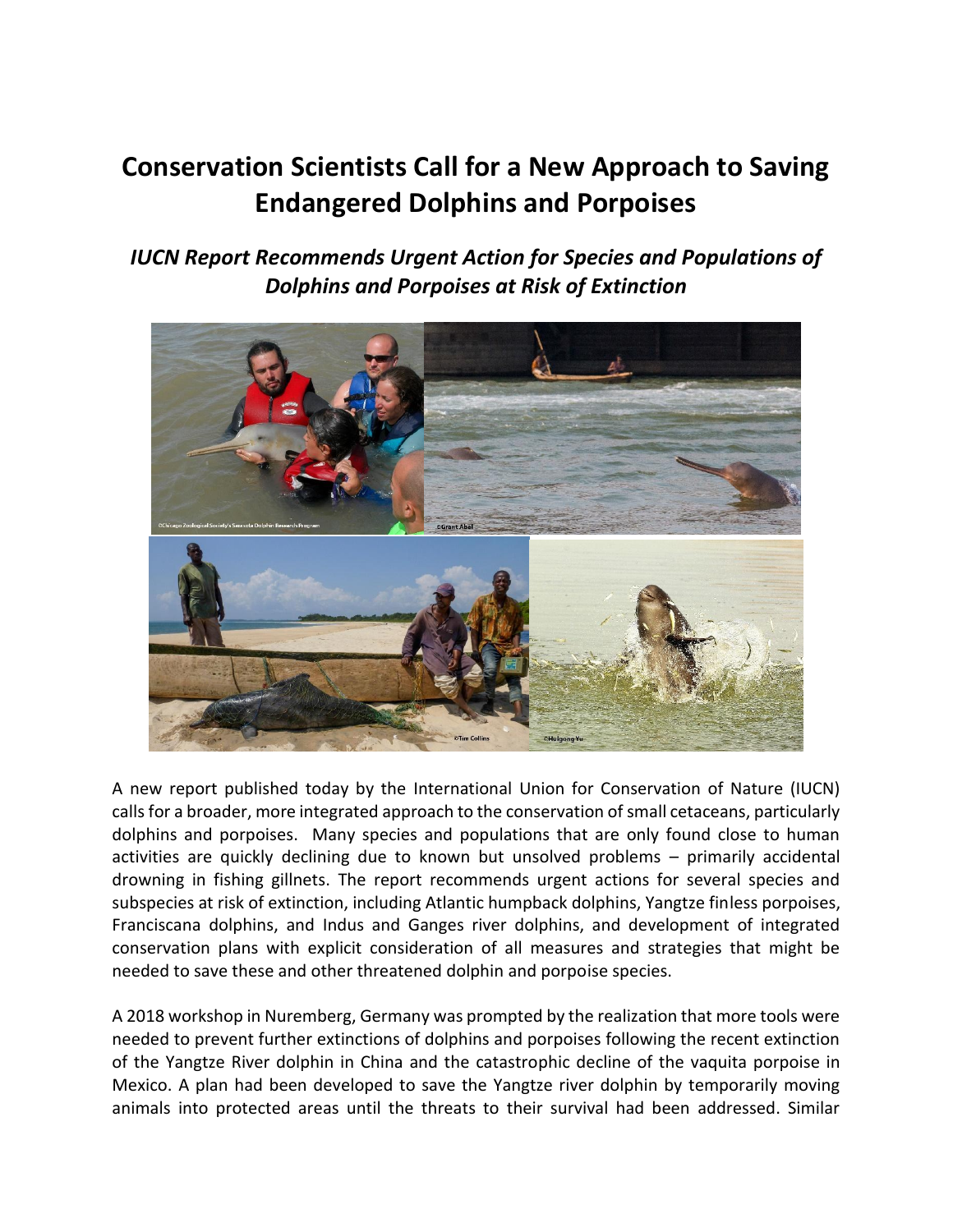# Conservation Scientists Call for a New Approach to Saving Endangered Dolphins and Porpoises

## *IUCN Report Recommends Urgent Action for Species and Populations of Dolphins and Porpoises at Risk of Extinction*

A new report published today by the International Union for Conservation of Nature (IUCN) calls for a broader, more integrated approach to the conservation of small cetaceans, particularly dolphins and porpoises. Many species and populations that are only found close to human activities are quickly declining due to known but unsolved problems – primarily accidental drowning in fishing gillnets. The report recommends urgent actions for several species and subspecies at risk of extinction, including Atlantic humpback dolphins, Yangtze finless porpoises, Franciscana dolphins, and Indus and Ganges river dolphins, and development of integrated conservation plans with explicit consideration of all measures and strategies that might be needed to save these and other threatened dolphin and porpoise species.

A 2018 workshop in Nuremberg, Germany was prompted by the realization that more tools were needed to prevent further extinctions of dolphins and porpoises following the recent extinction of the Yangtze River dolphin in China and the catastrophic decline of the vaquita porpoise in Mexico. A plan had been developed to save the Yangtze river dolphin by temporarily moving animals into protected areas until the threats to their survival had been addressed. Similar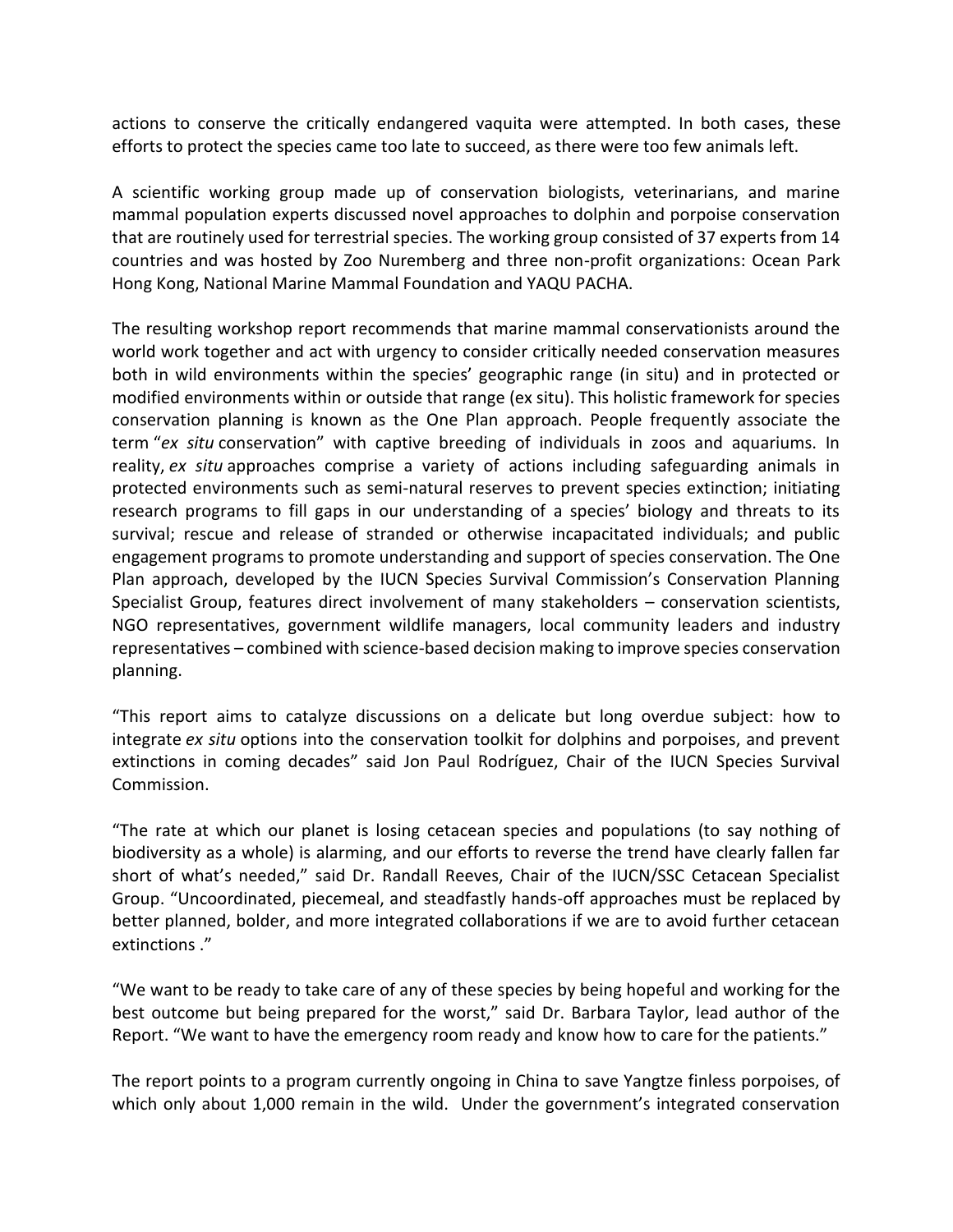actions to conserve the critically endangered vaquita were attempted. In both cases, these efforts to protect the species came too late to succeed, as there were too few animals left.

A scientific working group made up of conservation biologists, veterinarians, and marine mammal population experts discussed novel approaches to dolphin and porpoise conservation that are routinely used for terrestrial species. The working group consisted of 37 experts from 14 countries and was hosted by Zoo Nuremberg and three non-profit organizations: Ocean Park Hong Kong, National Marine Mammal Foundation and YAQU PACHA.

The resulting workshop report recommends that marine mammal conservationists around the world work together and act with urgency to consider critically needed conservation measures both in wild environments within the species' geographic range (in situ) and in protected or modified environments within or outside that range (ex situ). This holistic framework for species conservation planning is known as the One Plan approach. People frequently associate the term "*ex situ* conservation" with captive breeding of individuals in zoos and aquariums. In reality, *ex situ* approaches comprise a variety of actions including safeguarding animals in protected environments such as semi-natural reserves to prevent species extinction; initiating research programs to fill gaps in our understanding of a species' biology and threats to its survival; rescue and release of stranded or otherwise incapacitated individuals; and public engagement programs to promote understanding and support of species conservation. The One Plan approach, developed by the IUCN Species Survival Commission's Conservation Planning Specialist Group, features direct involvement of many stakeholders – conservation scientists, NGO representatives, government wildlife managers, local community leaders and industry representatives – combined with science-based decision making to improve species conservation planning.

"This report aims to catalyze discussions on a delicate but long overdue subject: how to integrate *ex situ* options into the conservation toolkit for dolphins and porpoises, and prevent extinctions in coming decades" said Jon Paul Rodríguez, Chair of the IUCN Species Survival Commission.

"The rate at which our planet is losing cetacean species and populations (to say nothing of biodiversity as a whole) is alarming, and our efforts to reverse the trend have clearly fallen far short of what's needed," said Dr. Randall Reeves, Chair of the IUCN/SSC Cetacean Specialist Group. "Uncoordinated, piecemeal, and steadfastly hands-off approaches must be replaced by better planned, bolder, and more integrated collaborations if we are to avoid further cetacean extinctions ."

"We want to be ready to take care of any of these species by being hopeful and working for the best outcome but being prepared for the worst," said Dr. Barbara Taylor, lead author of the Report. "We want to have the emergency room ready and know how to care for the patients."

The report points to a program currently ongoing in China to save Yangtze finless porpoises, of which only about 1,000 remain in the wild. Under the government's integrated conservation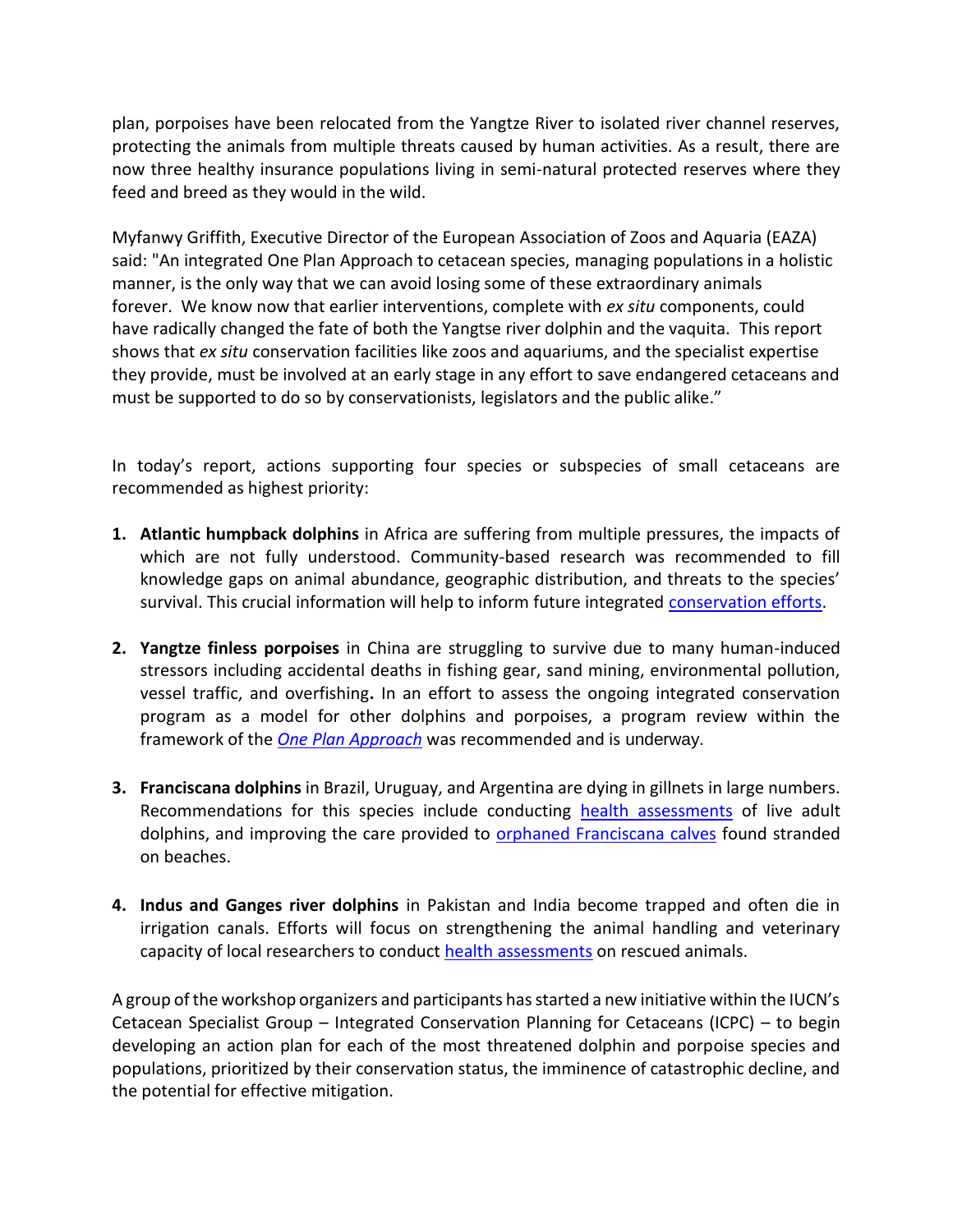plan, porpoises have been relocated from the Yangtze River to isolated river channel reserves, protecting the animals from multiple threats caused by human activities. As a result, there are now three healthy insurance populations living in semi-natural protected reserves where they feed and breed as they would in the wild.

Myfanwy Griffith, Executive Director of the European Association of Zoos and Aquaria (EAZA) said: "An integrated One Plan Approach to cetacean species, managing populations in a holistic manner, is the only way that we can avoid losing some of these extraordinary animals forever. We know now that earlier interventions, complete with *ex situ* components, could have radically changed the fate of both the Yangtse river dolphin and the vaquita. This report shows that *ex situ* conservation facilities like zoos and aquariums, and the specialist expertise they provide, must be involved at an early stage in any effort to save endangered cetaceans and must be supported to do so by conservationists, legislators and the public alike."

In today's report, actions supporting four species or subspecies of small cetaceans are recommended as highest priority:

1. **Atlantic humpback dolphins** in Africa are suffering from multiple pressures, the impacts of which are not fully understood. Community-based research was recommended to fill knowledge gaps on animal abundance, geographic distribution, and threats to the species' survival. This crucial information will help to inform future integrated conservation efforts.

2. **Yangtze finless porpoises** in China are struggling to survive due to many human-induced stressors including accidental deaths in fishing gear, sand mining, environmental pollution, vessel traffic, and overfishing**.** In an effort to assess the ongoing integrated conservation program as a model for other dolphins and porpoises, a program review within the framework of the *One Plan Approach* was recommended and is underway.

3. **Franciscana dolphins** in Brazil, Uruguay, and Argentina are dying in gillnets in large numbers. Recommendations for this species include conducting health assessments of live adult dolphins, and improving the care provided to orphaned Franciscana calves found stranded on beaches.

4. **Indus and Ganges river dolphins** in Pakistan and India become trapped and often die in irrigation canals. Efforts will focus on strengthening the animal handling and veterinary capacity of local researchers to conduct health assessments on rescued animals.

A group of the workshop organizers and participants has started a new initiative within the IUCN's Cetacean Specialist Group – Integrated Conservation Planning for Cetaceans (ICPC) – to begin developing an action plan for each of the most threatened dolphin and porpoise species and populations, prioritized by their conservation status, the imminence of catastrophic decline, and the potential for effective mitigation.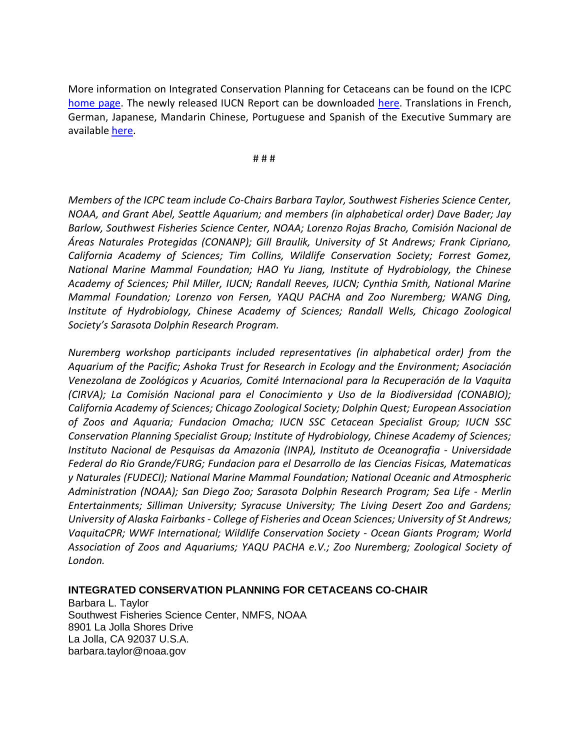More information on Integrated Conservation Planning for Cetaceans can be found on the ICPC home page. The newly released IUCN Report can be downloaded here. Translations in French, German, Japanese, Mandarin Chinese, Portuguese and Spanish of the Executive Summary are available here.

# # #

*Members of the ICPC team include Co-Chairs Barbara Taylor, Southwest Fisheries Science Center, NOAA, and Grant Abel, Seattle Aquarium; and members (in alphabetical order) Dave Bader; Jay Barlow, Southwest Fisheries Science Center, NOAA; Lorenzo Rojas Bracho, Comisión Nacional de Áreas Naturales Protegidas (CONANP); Gill Braulik, University of St Andrews; Frank Cipriano, California Academy of Sciences; Tim Collins, Wildlife Conservation Society; Forrest Gomez, National Marine Mammal Foundation; HAO Yu Jiang, Institute of Hydrobiology, the Chinese Academy of Sciences; Phil Miller, IUCN; Randall Reeves, IUCN; Cynthia Smith, National Marine Mammal Foundation; Lorenzo von Fersen, YAQU PACHA and Zoo Nuremberg; WANG Ding, Institute of Hydrobiology, Chinese Academy of Sciences; Randall Wells, Chicago Zoological Society's Sarasota Dolphin Research Program.*

*Nuremberg workshop participants included representatives (in alphabetical order) from the Aquarium of the Pacific; Ashoka Trust for Research in Ecology and the Environment; Asociación Venezolana de Zoológicos y Acuarios, Comité Internacional para la Recuperación de la Vaquita (CIRVA); La Comisión Nacional para el Conocimiento y Uso de la Biodiversidad (CONABIO); California Academy of Sciences; Chicago Zoological Society; Dolphin Quest; European Association of Zoos and Aquaria; Fundacion Omacha; IUCN SSC Cetacean Specialist Group; IUCN SSC Conservation Planning Specialist Group; Institute of Hydrobiology, Chinese Academy of Sciences; Instituto Nacional de Pesquisas da Amazonia (INPA), Instituto de Oceanografia - Universidade Federal do Rio Grande/FURG; Fundacion para el Desarrollo de las Ciencias Fisicas, Matematicas y Naturales (FUDECI); National Marine Mammal Foundation; National Oceanic and Atmospheric Administration (NOAA); San Diego Zoo; Sarasota Dolphin Research Program; Sea Life - Merlin Entertainments; Silliman University; Syracuse University; The Living Desert Zoo and Gardens; University of Alaska Fairbanks - College of Fisheries and Ocean Sciences; University of St Andrews; VaquitaCPR; WWF International; Wildlife Conservation Society - Ocean Giants Program; World Association of Zoos and Aquariums; YAQU PACHA e.V.; Zoo Nuremberg; Zoological Society of London.*

**INTEGRATED CONSERVATION PLANNING FOR CETACEANS CO-CHAIR**

Barbara L. Taylor
Southwest Fisheries Science Center, NMFS, NOAA
8901 La Jolla Shores Drive
La Jolla, CA 92037 U.S.A.
barbara.taylor@noaa.gov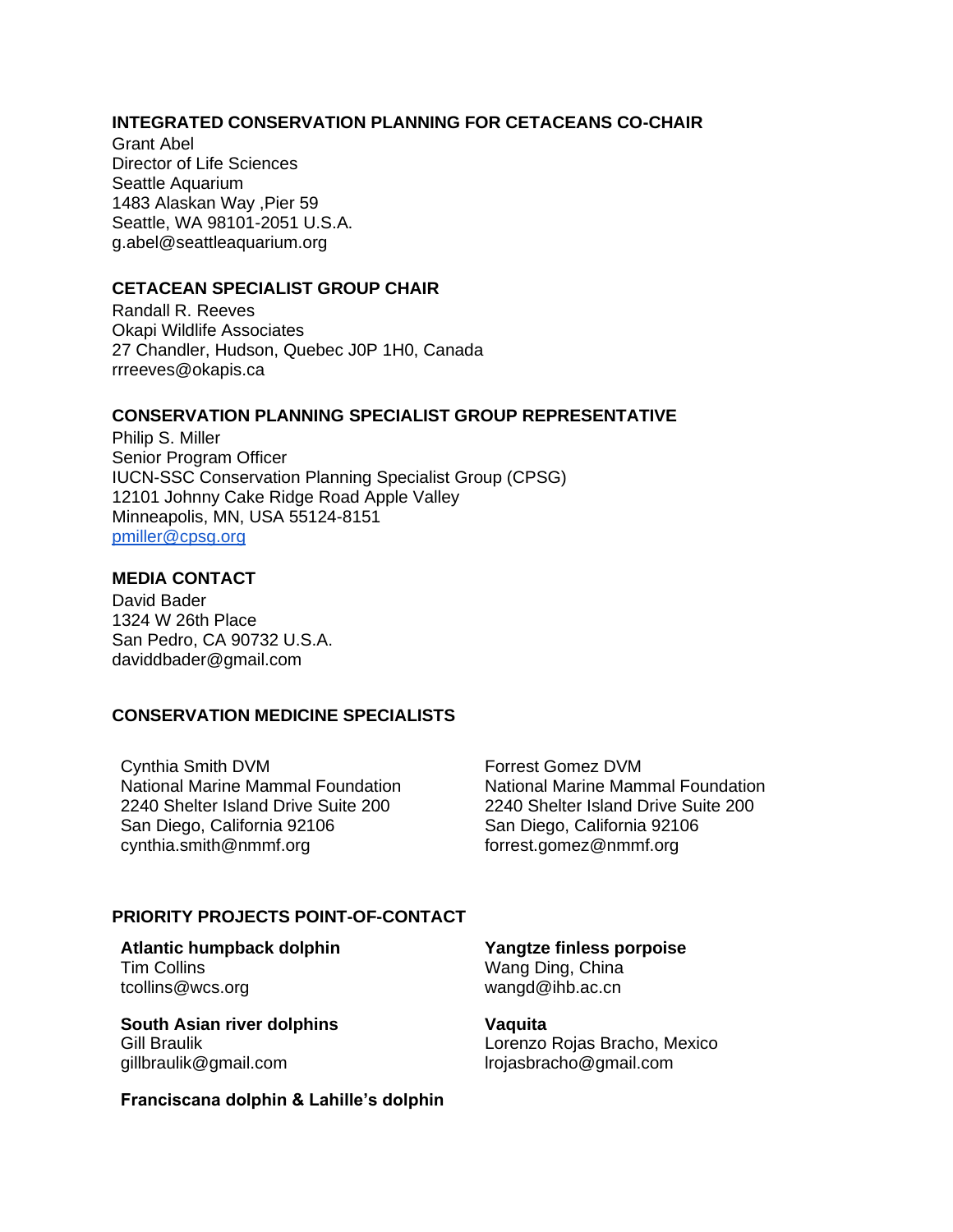### INTEGRATED CONSERVATION PLANNING FOR CETACEANS CO-CHAIR

Grant Abel
Director of Life Sciences
Seattle Aquarium
1483 Alaskan Way ,Pier 59
Seattle, WA 98101-2051 U.S.A.
g.abel@seattleaquarium.org

### CETACEAN SPECIALIST GROUP CHAIR

Randall R. Reeves
Okapi Wildlife Associates
27 Chandler, Hudson, Quebec J0P 1H0, Canada
rrreeves@okapis.ca

### CONSERVATION PLANNING SPECIALIST GROUP REPRESENTATIVE

Philip S. Miller
Senior Program Officer
IUCN-SSC Conservation Planning Specialist Group (CPSG)
12101 Johnny Cake Ridge Road Apple Valley
Minneapolis, MN, USA 55124-8151
pmiller@cpsg.org

### MEDIA CONTACT

David Bader
1324 W 26th Place
San Pedro, CA 90732 U.S.A.
daviddbader@gmail.com

### CONSERVATION MEDICINE SPECIALISTS

Cynthia Smith DVM
National Marine Mammal Foundation
2240 Shelter Island Drive Suite 200
San Diego, California 92106
cynthia.smith@nmmf.org

Forrest Gomez DVM
National Marine Mammal Foundation
2240 Shelter Island Drive Suite 200
San Diego, California 92106
forrest.gomez@nmmf.org

### PRIORITY PROJECTS POINT-OF-CONTACT

**Atlantic humpback dolphin**
Tim Collins
tcollins@wcs.org

**South Asian river dolphins**
Gill Braulik
gillbraulik@gmail.com

**Yangtze finless porpoise**
Wang Ding, China
wangd@ihb.ac.cn

**Vaquita**
Lorenzo Rojas Bracho, Mexico
lrojasbracho@gmail.com

**Franciscana dolphin & Lahille's dolphin**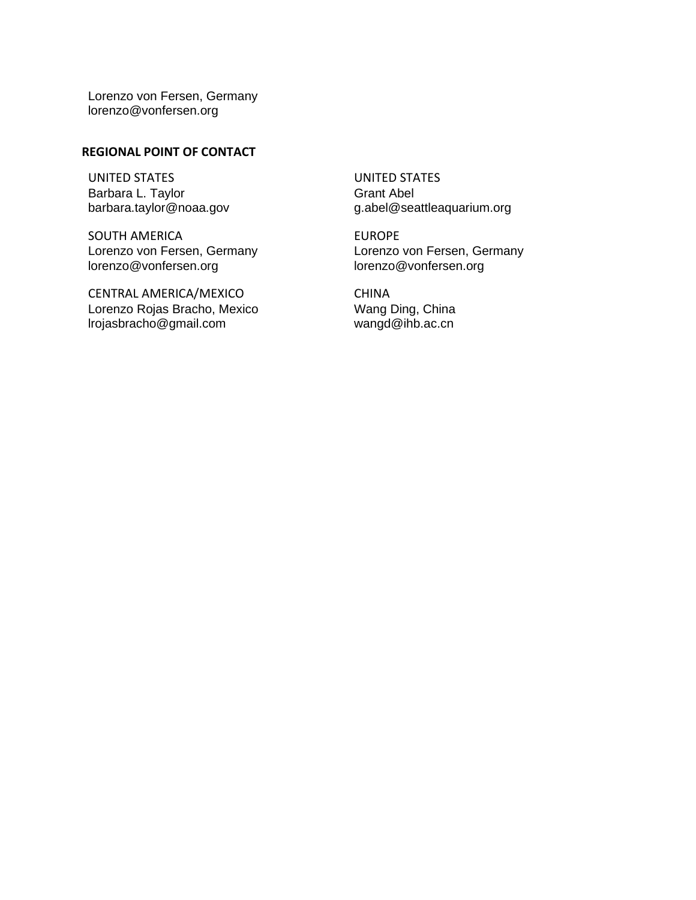Lorenzo von Fersen, Germany
lorenzo@vonfersen.org

**REGIONAL POINT OF CONTACT**

UNITED STATES
Barbara L. Taylor
barbara.taylor@noaa.gov

SOUTH AMERICA
Lorenzo von Fersen, Germany
lorenzo@vonfersen.org

CENTRAL AMERICA/MEXICO
Lorenzo Rojas Bracho, Mexico
lrojasbracho@gmail.com

UNITED STATES
Grant Abel
g.abel@seattleaquarium.org

EUROPE
Lorenzo von Fersen, Germany
lorenzo@vonfersen.org

CHINA
Wang Ding, China
wangd@ihb.ac.cn